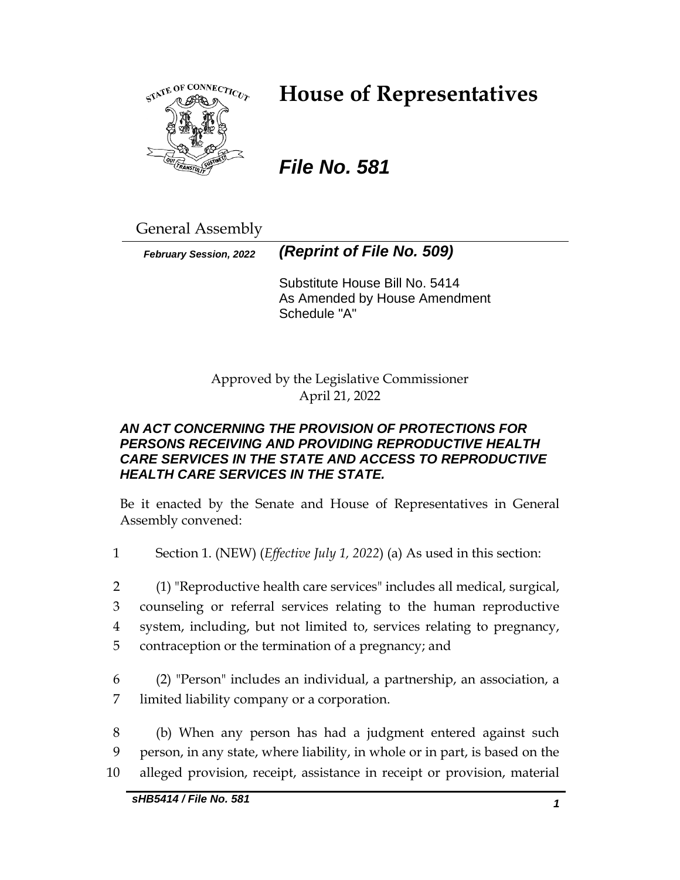# House of Representatives

***File No. 581***

General Assembly

***February Session, 2022*** ***(Reprint of File No. 509)***

Substitute House Bill No. 5414
As Amended by House Amendment Schedule "A"

Approved by the Legislative Commissioner
April 21, 2022

***AN ACT CONCERNING THE PROVISION OF PROTECTIONS FOR PERSONS RECEIVING AND PROVIDING REPRODUCTIVE HEALTH CARE SERVICES IN THE STATE AND ACCESS TO REPRODUCTIVE HEALTH CARE SERVICES IN THE STATE.***

Be it enacted by the Senate and House of Representatives in General Assembly convened:

1 Section 1. (NEW) (*Effective July 1, 2022*) (a) As used in this section:

2 (1) "Reproductive health care services" includes all medical, surgical,
3 counseling or referral services relating to the human reproductive
4 system, including, but not limited to, services relating to pregnancy,
5 contraception or the termination of a pregnancy; and

6 (2) "Person" includes an individual, a partnership, an association, a
7 limited liability company or a corporation.

8 (b) When any person has had a judgment entered against such
9 person, in any state, where liability, in whole or in part, is based on the
10 alleged provision, receipt, assistance in receipt or provision, material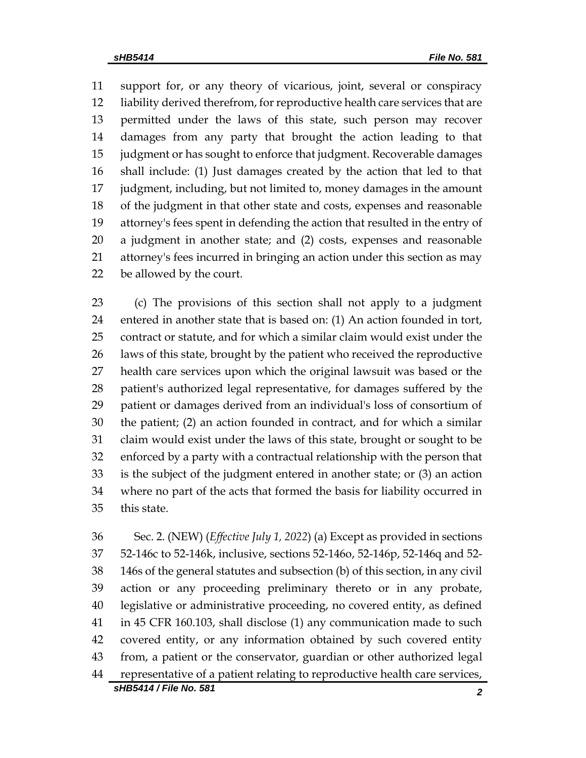support for, or any theory of vicarious, joint, several or conspiracy liability derived therefrom, for reproductive health care services that are permitted under the laws of this state, such person may recover damages from any party that brought the action leading to that judgment or has sought to enforce that judgment. Recoverable damages shall include: (1) Just damages created by the action that led to that judgment, including, but not limited to, money damages in the amount of the judgment in that other state and costs, expenses and reasonable attorney's fees spent in defending the action that resulted in the entry of a judgment in another state; and (2) costs, expenses and reasonable attorney's fees incurred in bringing an action under this section as may be allowed by the court.

(c) The provisions of this section shall not apply to a judgment entered in another state that is based on: (1) An action founded in tort, contract or statute, and for which a similar claim would exist under the laws of this state, brought by the patient who received the reproductive health care services upon which the original lawsuit was based or the patient's authorized legal representative, for damages suffered by the patient or damages derived from an individual's loss of consortium of the patient; (2) an action founded in contract, and for which a similar claim would exist under the laws of this state, brought or sought to be enforced by a party with a contractual relationship with the person that is the subject of the judgment entered in another state; or (3) an action where no part of the acts that formed the basis for liability occurred in this state.

Sec. 2. (NEW) (*Effective July 1, 2022*) (a) Except as provided in sections 52-146c to 52-146k, inclusive, sections 52-146o, 52-146p, 52-146q and 52-146s of the general statutes and subsection (b) of this section, in any civil action or any proceeding preliminary thereto or in any probate, legislative or administrative proceeding, no covered entity, as defined in 45 CFR 160.103, shall disclose (1) any communication made to such covered entity, or any information obtained by such covered entity from, a patient or the conservator, guardian or other authorized legal representative of a patient relating to reproductive health care services,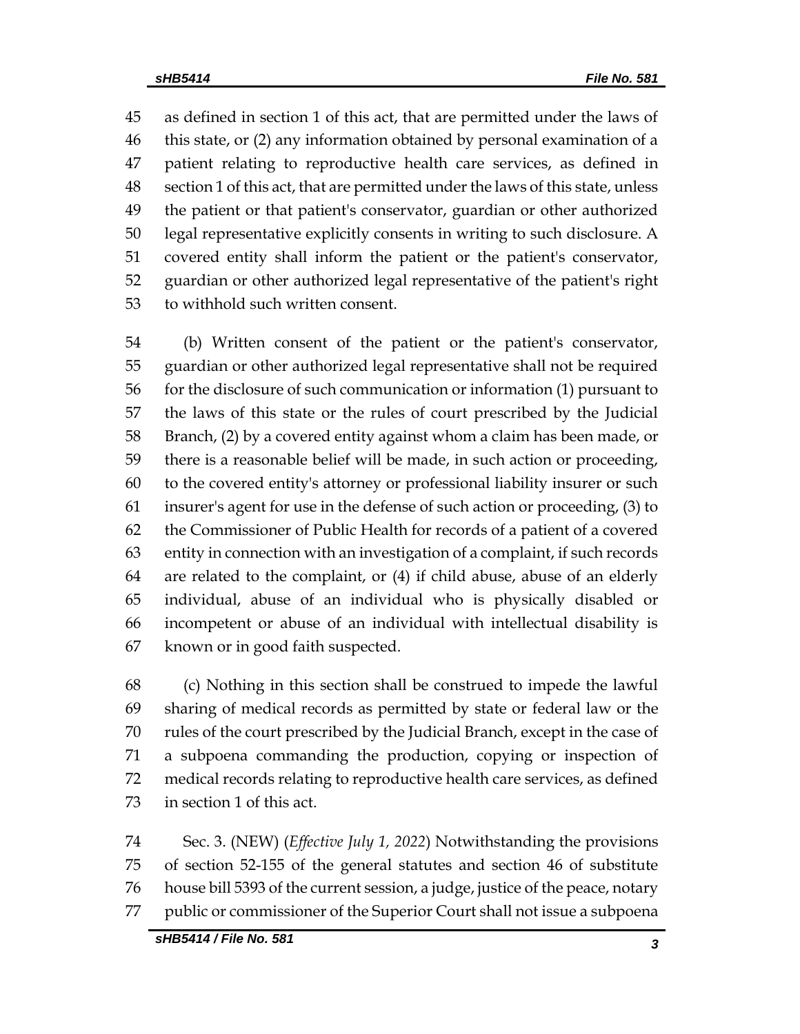as defined in section 1 of this act, that are permitted under the laws of this state, or (2) any information obtained by personal examination of a patient relating to reproductive health care services, as defined in section 1 of this act, that are permitted under the laws of this state, unless the patient or that patient's conservator, guardian or other authorized legal representative explicitly consents in writing to such disclosure. A covered entity shall inform the patient or the patient's conservator, guardian or other authorized legal representative of the patient's right to withhold such written consent.

(b) Written consent of the patient or the patient's conservator, guardian or other authorized legal representative shall not be required for the disclosure of such communication or information (1) pursuant to the laws of this state or the rules of court prescribed by the Judicial Branch, (2) by a covered entity against whom a claim has been made, or there is a reasonable belief will be made, in such action or proceeding, to the covered entity's attorney or professional liability insurer or such insurer's agent for use in the defense of such action or proceeding, (3) to the Commissioner of Public Health for records of a patient of a covered entity in connection with an investigation of a complaint, if such records are related to the complaint, or (4) if child abuse, abuse of an elderly individual, abuse of an individual who is physically disabled or incompetent or abuse of an individual with intellectual disability is known or in good faith suspected.

(c) Nothing in this section shall be construed to impede the lawful sharing of medical records as permitted by state or federal law or the rules of the court prescribed by the Judicial Branch, except in the case of a subpoena commanding the production, copying or inspection of medical records relating to reproductive health care services, as defined in section 1 of this act.

Sec. 3. (NEW) (*Effective July 1, 2022*) Notwithstanding the provisions of section 52-155 of the general statutes and section 46 of substitute house bill 5393 of the current session, a judge, justice of the peace, notary public or commissioner of the Superior Court shall not issue a subpoena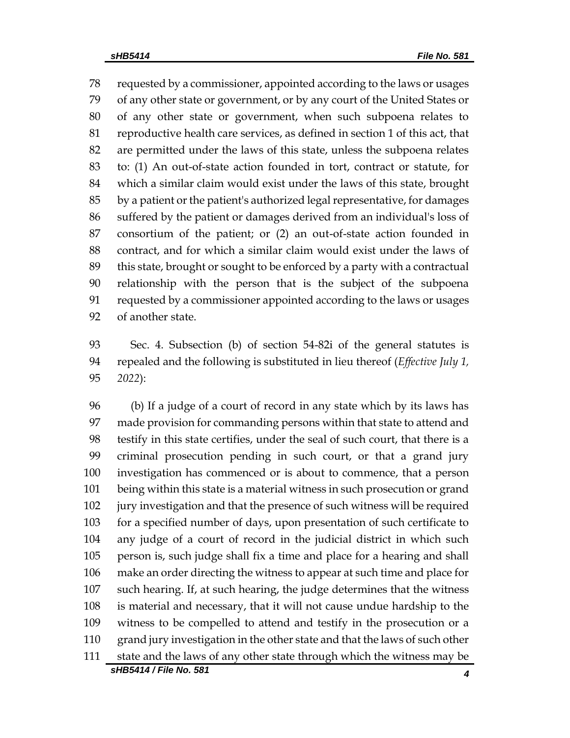requested by a commissioner, appointed according to the laws or usages of any other state or government, or by any court of the United States or of any other state or government, when such subpoena relates to reproductive health care services, as defined in section 1 of this act, that are permitted under the laws of this state, unless the subpoena relates to: (1) An out-of-state action founded in tort, contract or statute, for which a similar claim would exist under the laws of this state, brought by a patient or the patient's authorized legal representative, for damages suffered by the patient or damages derived from an individual's loss of consortium of the patient; or (2) an out-of-state action founded in contract, and for which a similar claim would exist under the laws of this state, brought or sought to be enforced by a party with a contractual relationship with the person that is the subject of the subpoena requested by a commissioner appointed according to the laws or usages of another state.

Sec. 4. Subsection (b) of section 54-82i of the general statutes is repealed and the following is substituted in lieu thereof (*Effective July 1, 2022*):

(b) If a judge of a court of record in any state which by its laws has made provision for commanding persons within that state to attend and testify in this state certifies, under the seal of such court, that there is a criminal prosecution pending in such court, or that a grand jury investigation has commenced or is about to commence, that a person being within this state is a material witness in such prosecution or grand jury investigation and that the presence of such witness will be required for a specified number of days, upon presentation of such certificate to any judge of a court of record in the judicial district in which such person is, such judge shall fix a time and place for a hearing and shall make an order directing the witness to appear at such time and place for such hearing. If, at such hearing, the judge determines that the witness is material and necessary, that it will not cause undue hardship to the witness to be compelled to attend and testify in the prosecution or a grand jury investigation in the other state and that the laws of such other state and the laws of any other state through which the witness may be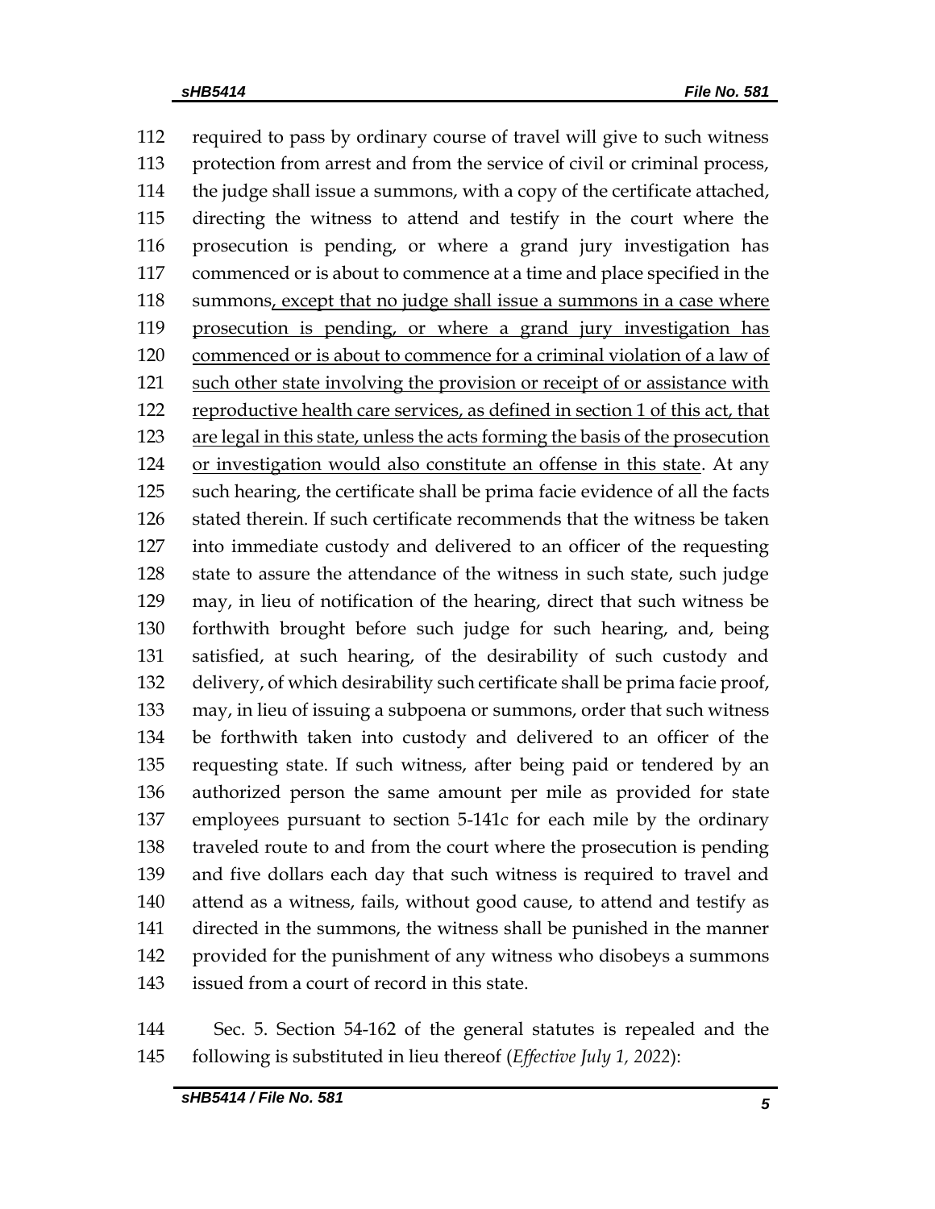required to pass by ordinary course of travel will give to such witness protection from arrest and from the service of civil or criminal process, the judge shall issue a summons, with a copy of the certificate attached, directing the witness to attend and testify in the court where the prosecution is pending, or where a grand jury investigation has commenced or is about to commence at a time and place specified in the summons<u>, except that no judge shall issue a summons in a case where prosecution is pending, or where a grand jury investigation has commenced or is about to commence for a criminal violation of a law of such other state involving the provision or receipt of or assistance with reproductive health care services, as defined in section 1 of this act, that are legal in this state, unless the acts forming the basis of the prosecution or investigation would also constitute an offense in this state</u>. At any such hearing, the certificate shall be prima facie evidence of all the facts stated therein. If such certificate recommends that the witness be taken into immediate custody and delivered to an officer of the requesting state to assure the attendance of the witness in such state, such judge may, in lieu of notification of the hearing, direct that such witness be forthwith brought before such judge for such hearing, and, being satisfied, at such hearing, of the desirability of such custody and delivery, of which desirability such certificate shall be prima facie proof, may, in lieu of issuing a subpoena or summons, order that such witness be forthwith taken into custody and delivered to an officer of the requesting state. If such witness, after being paid or tendered by an authorized person the same amount per mile as provided for state employees pursuant to section 5-141c for each mile by the ordinary traveled route to and from the court where the prosecution is pending and five dollars each day that such witness is required to travel and attend as a witness, fails, without good cause, to attend and testify as directed in the summons, the witness shall be punished in the manner provided for the punishment of any witness who disobeys a summons issued from a court of record in this state.

Sec. 5. Section 54-162 of the general statutes is repealed and the following is substituted in lieu thereof (*Effective July 1, 2022*):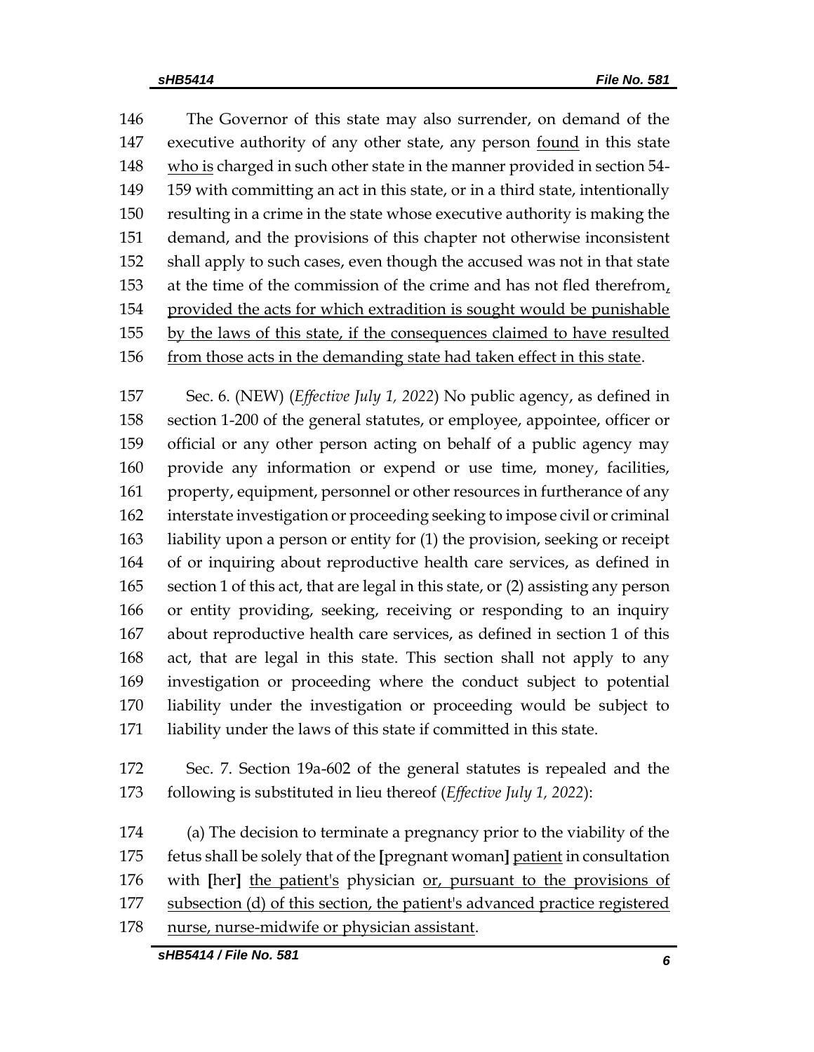The Governor of this state may also surrender, on demand of the executive authority of any other state, any person found in this state who is charged in such other state in the manner provided in section 54-159 with committing an act in this state, or in a third state, intentionally resulting in a crime in the state whose executive authority is making the demand, and the provisions of this chapter not otherwise inconsistent shall apply to such cases, even though the accused was not in that state at the time of the commission of the crime and has not fled therefrom, provided the acts for which extradition is sought would be punishable by the laws of this state, if the consequences claimed to have resulted from those acts in the demanding state had taken effect in this state.

Sec. 6. (NEW) (*Effective July 1, 2022*) No public agency, as defined in section 1-200 of the general statutes, or employee, appointee, officer or official or any other person acting on behalf of a public agency may provide any information or expend or use time, money, facilities, property, equipment, personnel or other resources in furtherance of any interstate investigation or proceeding seeking to impose civil or criminal liability upon a person or entity for (1) the provision, seeking or receipt of or inquiring about reproductive health care services, as defined in section 1 of this act, that are legal in this state, or (2) assisting any person or entity providing, seeking, receiving or responding to an inquiry about reproductive health care services, as defined in section 1 of this act, that are legal in this state. This section shall not apply to any investigation or proceeding where the conduct subject to potential liability under the investigation or proceeding would be subject to liability under the laws of this state if committed in this state.

Sec. 7. Section 19a-602 of the general statutes is repealed and the following is substituted in lieu thereof (*Effective July 1, 2022*):

(a) The decision to terminate a pregnancy prior to the viability of the fetus shall be solely that of the [pregnant woman] patient in consultation with [her] the patient's physician or, pursuant to the provisions of subsection (d) of this section, the patient's advanced practice registered nurse, nurse-midwife or physician assistant.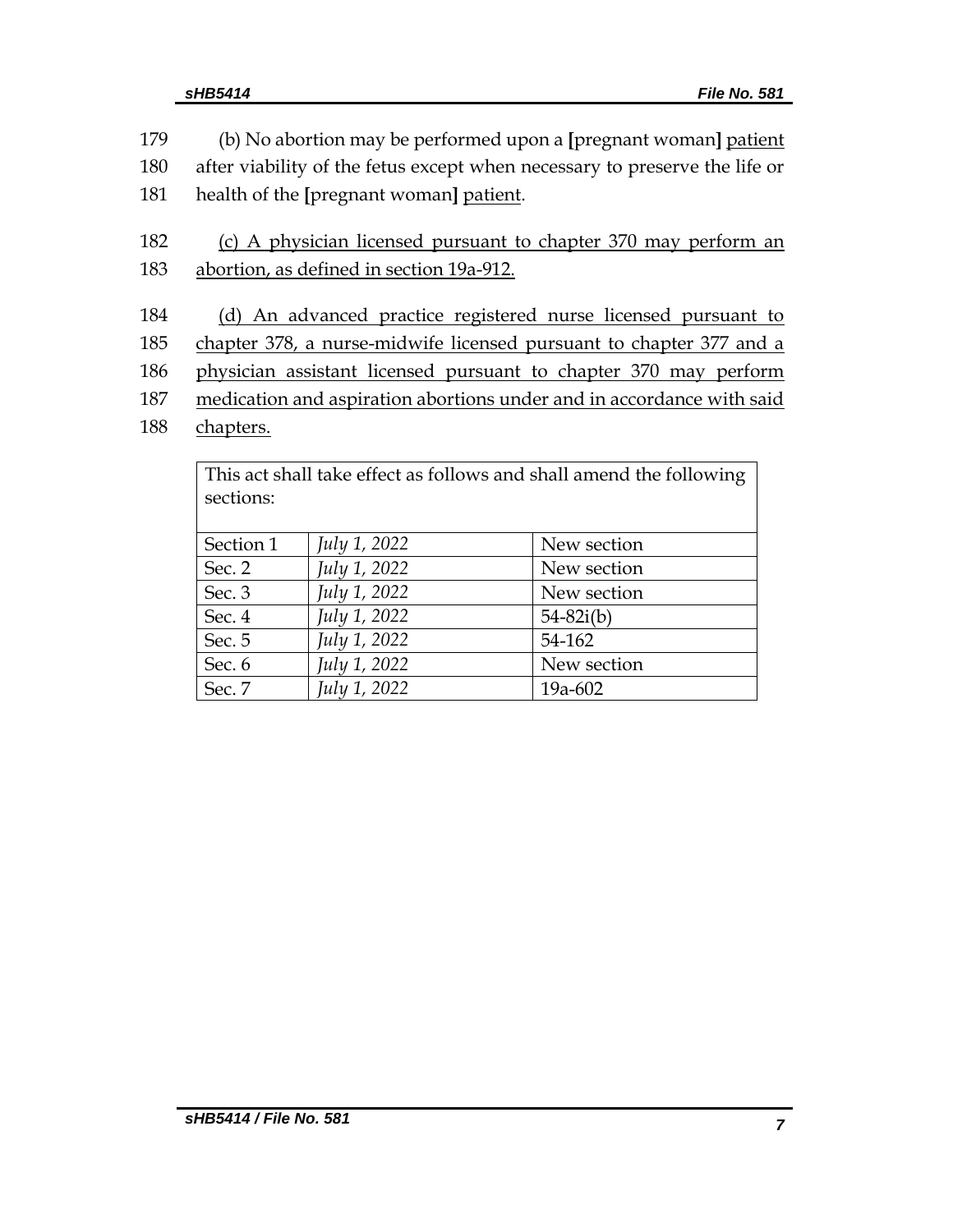179 (b) No abortion may be performed upon a [pregnant woman] patient
180 after viability of the fetus except when necessary to preserve the life or
181 health of the [pregnant woman] patient.

182 (c) A physician licensed pursuant to chapter 370 may perform an
183 abortion, as defined in section 19a-912.

184 (d) An advanced practice registered nurse licensed pursuant to
185 chapter 378, a nurse-midwife licensed pursuant to chapter 377 and a
186 physician assistant licensed pursuant to chapter 370 may perform
187 medication and aspiration abortions under and in accordance with said
188 chapters.

| This act shall take effect as follows and shall amend the following sections: | | |
|---|---|---|
| Section 1 | *July 1, 2022* | New section |
| Sec. 2 | *July 1, 2022* | New section |
| Sec. 3 | *July 1, 2022* | New section |
| Sec. 4 | *July 1, 2022* | 54-82i(b) |
| Sec. 5 | *July 1, 2022* | 54-162 |
| Sec. 6 | *July 1, 2022* | New section |
| Sec. 7 | *July 1, 2022* | 19a-602 |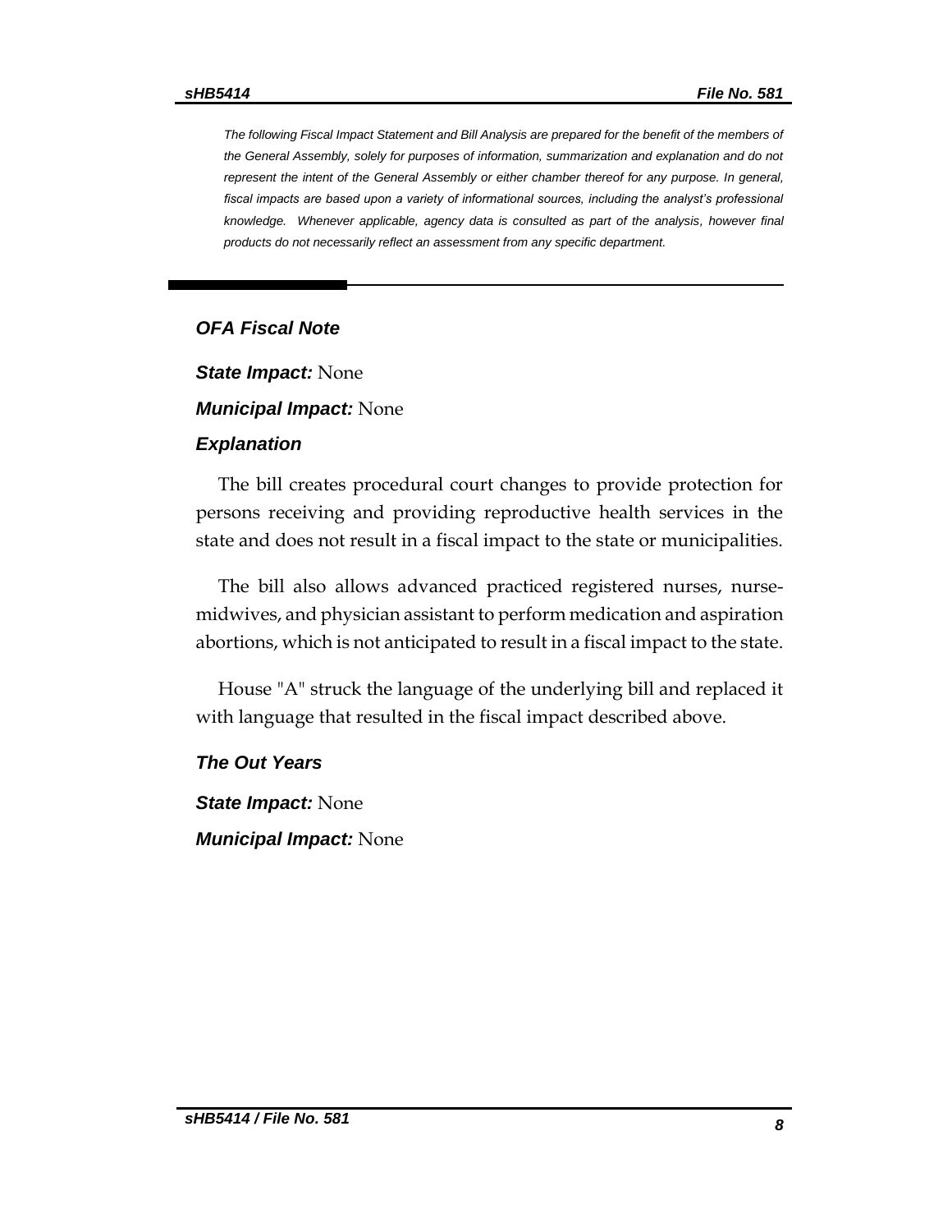*The following Fiscal Impact Statement and Bill Analysis are prepared for the benefit of the members of the General Assembly, solely for purposes of information, summarization and explanation and do not represent the intent of the General Assembly or either chamber thereof for any purpose. In general, fiscal impacts are based upon a variety of informational sources, including the analyst's professional knowledge. Whenever applicable, agency data is consulted as part of the analysis, however final products do not necessarily reflect an assessment from any specific department.*

### *OFA Fiscal Note*

***State Impact:*** None

***Municipal Impact:*** None

***Explanation***

The bill creates procedural court changes to provide protection for persons receiving and providing reproductive health services in the state and does not result in a fiscal impact to the state or municipalities.

The bill also allows advanced practiced registered nurses, nurse-midwives, and physician assistant to perform medication and aspiration abortions, which is not anticipated to result in a fiscal impact to the state.

House "A" struck the language of the underlying bill and replaced it with language that resulted in the fiscal impact described above.

***The Out Years***

***State Impact:*** None

***Municipal Impact:*** None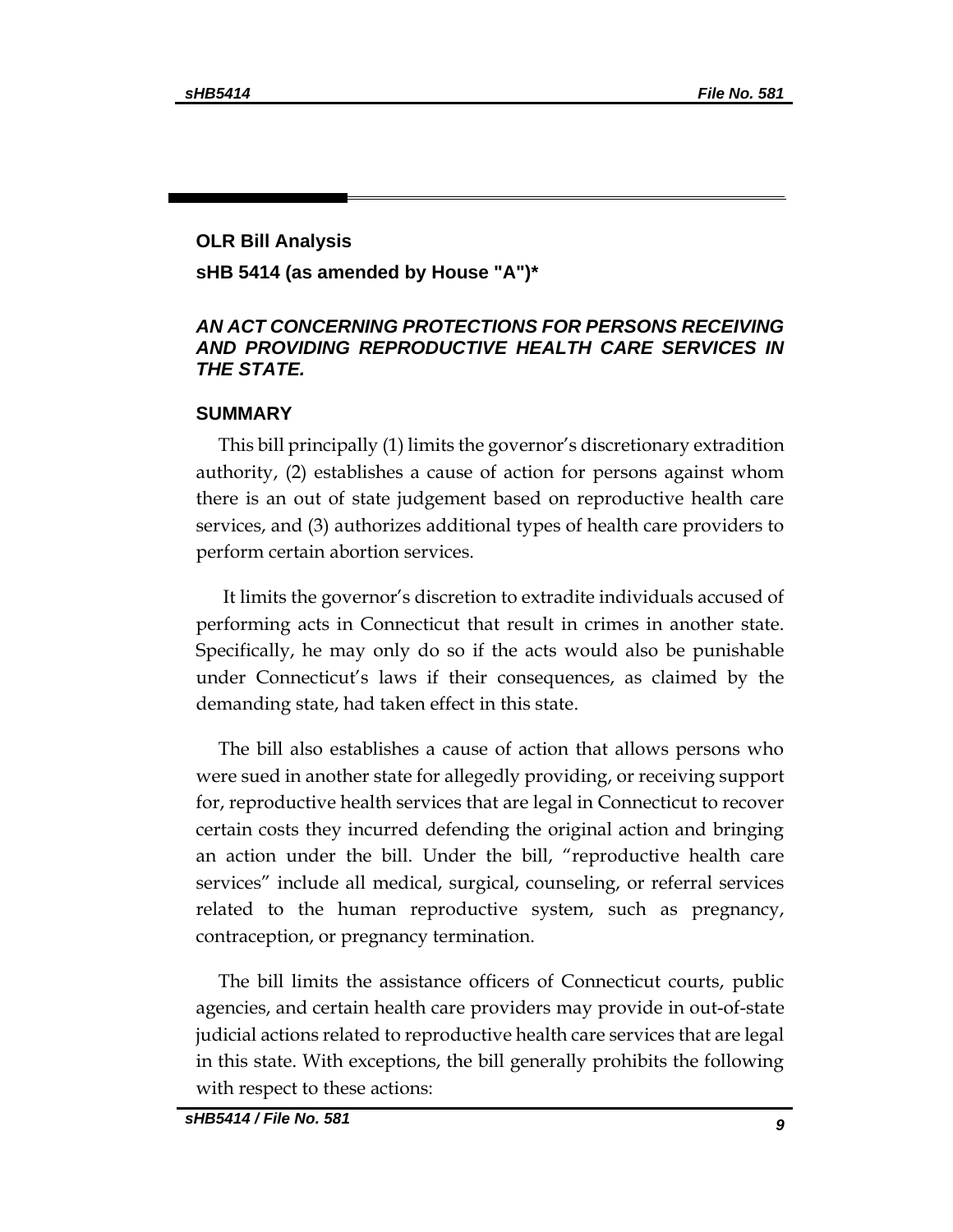**OLR Bill Analysis**

**sHB 5414 (as amended by House "A")***

***AN ACT CONCERNING PROTECTIONS FOR PERSONS RECEIVING AND PROVIDING REPRODUCTIVE HEALTH CARE SERVICES IN THE STATE.***

**SUMMARY**

This bill principally (1) limits the governor's discretionary extradition authority, (2) establishes a cause of action for persons against whom there is an out of state judgement based on reproductive health care services, and (3) authorizes additional types of health care providers to perform certain abortion services.

It limits the governor's discretion to extradite individuals accused of performing acts in Connecticut that result in crimes in another state. Specifically, he may only do so if the acts would also be punishable under Connecticut's laws if their consequences, as claimed by the demanding state, had taken effect in this state.

The bill also establishes a cause of action that allows persons who were sued in another state for allegedly providing, or receiving support for, reproductive health services that are legal in Connecticut to recover certain costs they incurred defending the original action and bringing an action under the bill. Under the bill, "reproductive health care services" include all medical, surgical, counseling, or referral services related to the human reproductive system, such as pregnancy, contraception, or pregnancy termination.

The bill limits the assistance officers of Connecticut courts, public agencies, and certain health care providers may provide in out-of-state judicial actions related to reproductive health care services that are legal in this state. With exceptions, the bill generally prohibits the following with respect to these actions: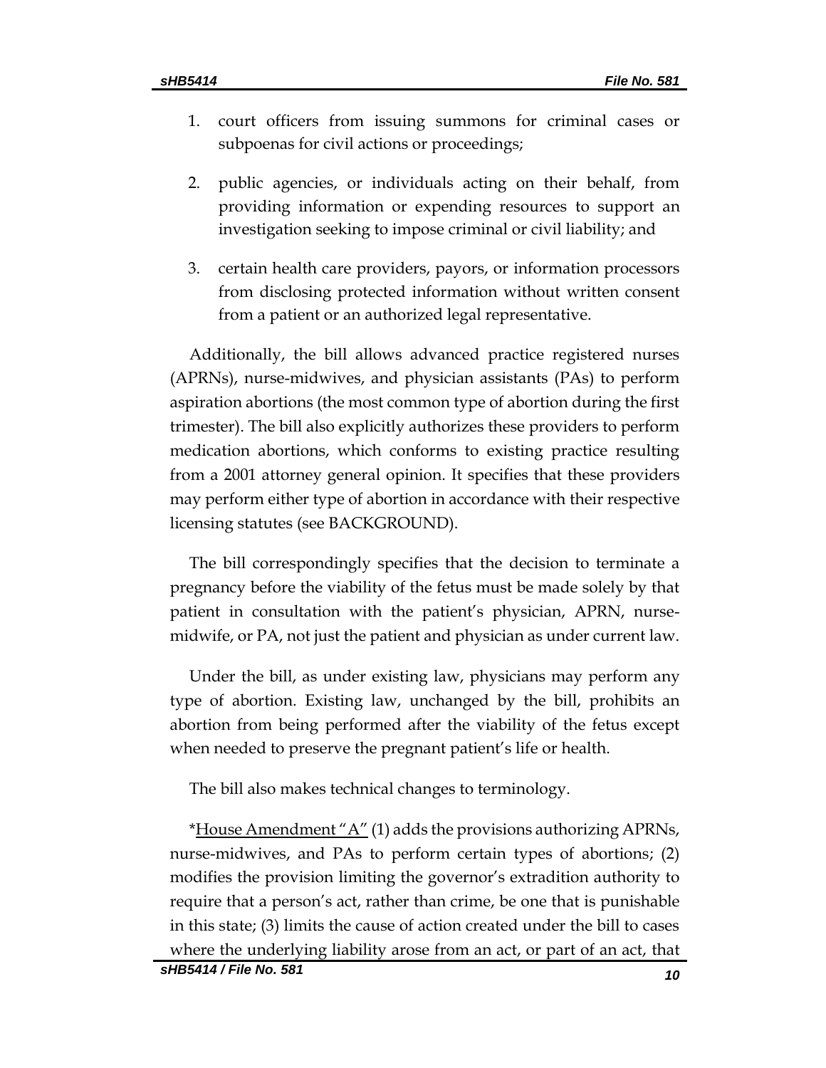1. court officers from issuing summons for criminal cases or subpoenas for civil actions or proceedings;

2. public agencies, or individuals acting on their behalf, from providing information or expending resources to support an investigation seeking to impose criminal or civil liability; and

3. certain health care providers, payors, or information processors from disclosing protected information without written consent from a patient or an authorized legal representative.

Additionally, the bill allows advanced practice registered nurses (APRNs), nurse-midwives, and physician assistants (PAs) to perform aspiration abortions (the most common type of abortion during the first trimester). The bill also explicitly authorizes these providers to perform medication abortions, which conforms to existing practice resulting from a 2001 attorney general opinion. It specifies that these providers may perform either type of abortion in accordance with their respective licensing statutes (see BACKGROUND).

The bill correspondingly specifies that the decision to terminate a pregnancy before the viability of the fetus must be made solely by that patient in consultation with the patient's physician, APRN, nurse-midwife, or PA, not just the patient and physician as under current law.

Under the bill, as under existing law, physicians may perform any type of abortion. Existing law, unchanged by the bill, prohibits an abortion from being performed after the viability of the fetus except when needed to preserve the pregnant patient's life or health.

The bill also makes technical changes to terminology.

*<u>House Amendment "A"</u> (1) adds the provisions authorizing APRNs, nurse-midwives, and PAs to perform certain types of abortions; (2) modifies the provision limiting the governor's extradition authority to require that a person's act, rather than crime, be one that is punishable in this state; (3) limits the cause of action created under the bill to cases where the underlying liability arose from an act, or part of an act, that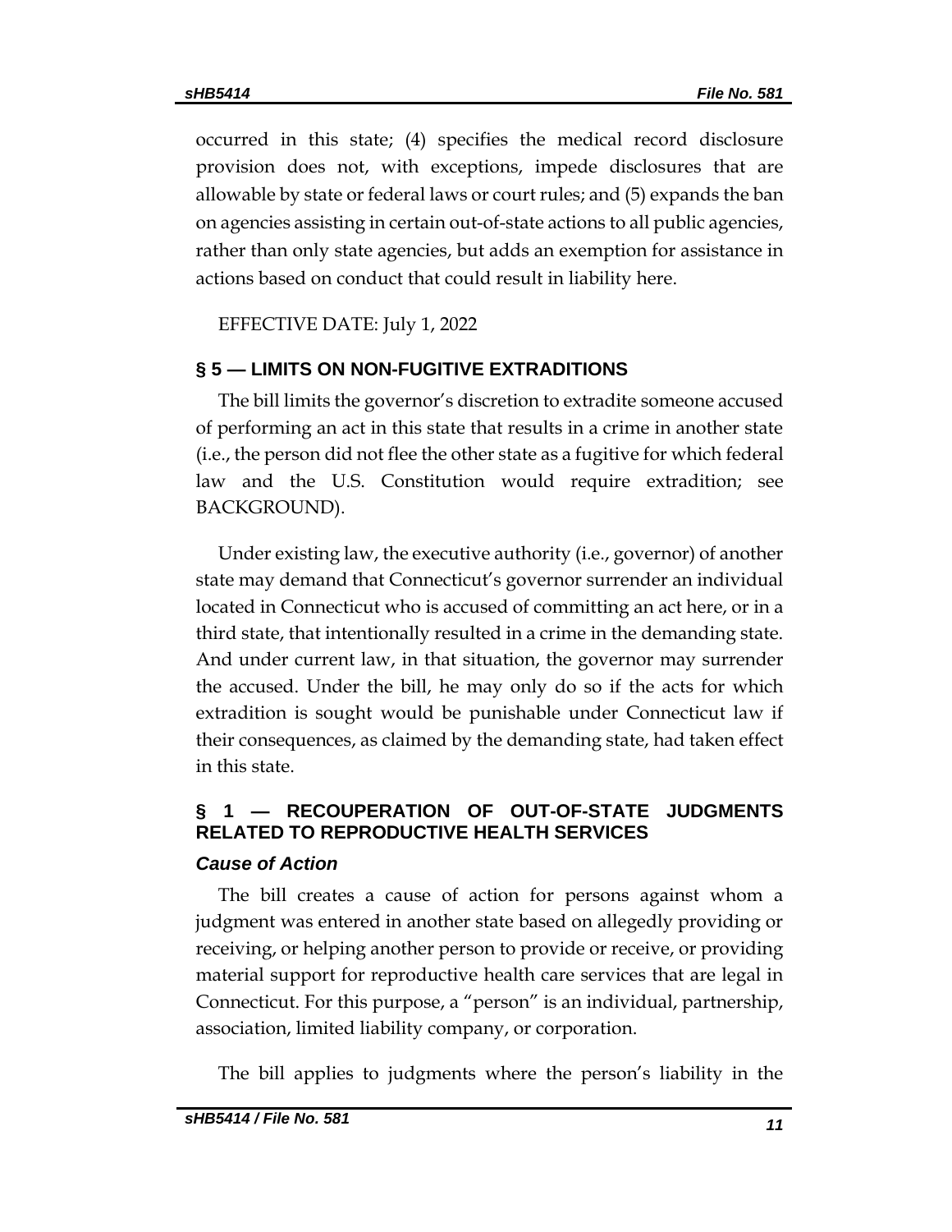occurred in this state; (4) specifies the medical record disclosure provision does not, with exceptions, impede disclosures that are allowable by state or federal laws or court rules; and (5) expands the ban on agencies assisting in certain out-of-state actions to all public agencies, rather than only state agencies, but adds an exemption for assistance in actions based on conduct that could result in liability here.

EFFECTIVE DATE: July 1, 2022

## § 5 — LIMITS ON NON-FUGITIVE EXTRADITIONS

The bill limits the governor's discretion to extradite someone accused of performing an act in this state that results in a crime in another state (i.e., the person did not flee the other state as a fugitive for which federal law and the U.S. Constitution would require extradition; see BACKGROUND).

Under existing law, the executive authority (i.e., governor) of another state may demand that Connecticut's governor surrender an individual located in Connecticut who is accused of committing an act here, or in a third state, that intentionally resulted in a crime in the demanding state. And under current law, in that situation, the governor may surrender the accused. Under the bill, he may only do so if the acts for which extradition is sought would be punishable under Connecticut law if their consequences, as claimed by the demanding state, had taken effect in this state.

## § 1 — RECOUPERATION OF OUT-OF-STATE JUDGMENTS RELATED TO REPRODUCTIVE HEALTH SERVICES

### *Cause of Action*

The bill creates a cause of action for persons against whom a judgment was entered in another state based on allegedly providing or receiving, or helping another person to provide or receive, or providing material support for reproductive health care services that are legal in Connecticut. For this purpose, a "person" is an individual, partnership, association, limited liability company, or corporation.

The bill applies to judgments where the person's liability in the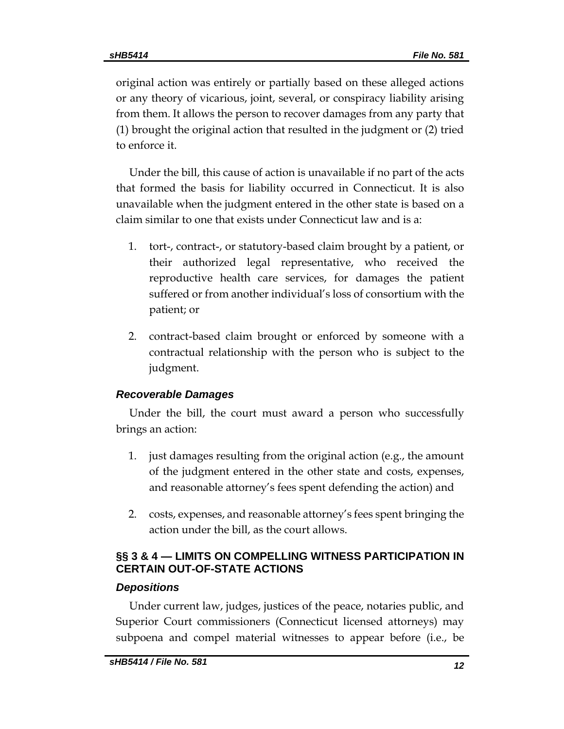original action was entirely or partially based on these alleged actions or any theory of vicarious, joint, several, or conspiracy liability arising from them. It allows the person to recover damages from any party that (1) brought the original action that resulted in the judgment or (2) tried to enforce it.

Under the bill, this cause of action is unavailable if no part of the acts that formed the basis for liability occurred in Connecticut. It is also unavailable when the judgment entered in the other state is based on a claim similar to one that exists under Connecticut law and is a:

1. tort-, contract-, or statutory-based claim brought by a patient, or their authorized legal representative, who received the reproductive health care services, for damages the patient suffered or from another individual's loss of consortium with the patient; or

2. contract-based claim brought or enforced by someone with a contractual relationship with the person who is subject to the judgment.

### *Recoverable Damages*

Under the bill, the court must award a person who successfully brings an action:

1. just damages resulting from the original action (e.g., the amount of the judgment entered in the other state and costs, expenses, and reasonable attorney's fees spent defending the action) and

2. costs, expenses, and reasonable attorney's fees spent bringing the action under the bill, as the court allows.

## §§ 3 & 4 — LIMITS ON COMPELLING WITNESS PARTICIPATION IN CERTAIN OUT-OF-STATE ACTIONS

### *Depositions*

Under current law, judges, justices of the peace, notaries public, and Superior Court commissioners (Connecticut licensed attorneys) may subpoena and compel material witnesses to appear before (i.e., be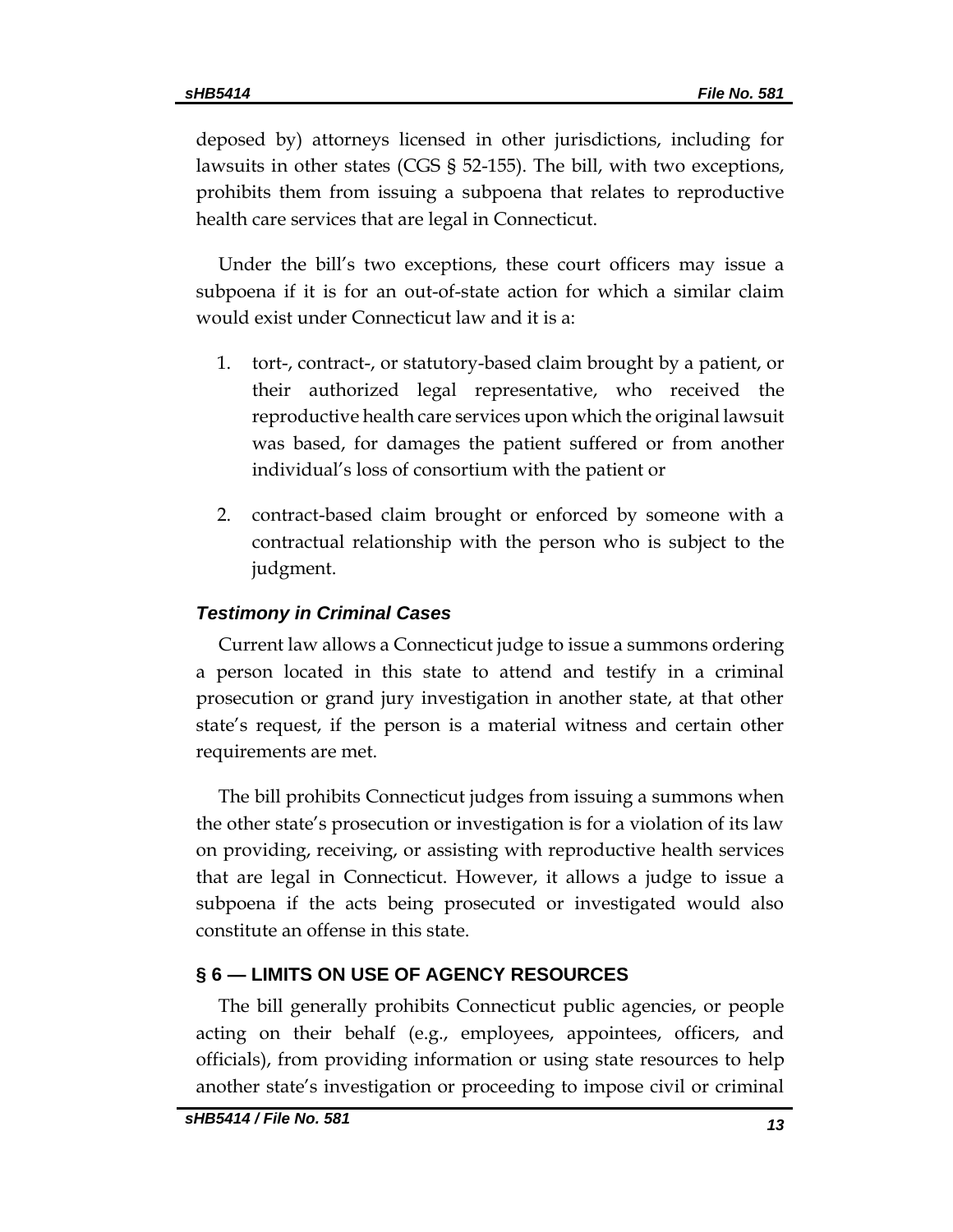deposed by) attorneys licensed in other jurisdictions, including for lawsuits in other states (CGS § 52-155). The bill, with two exceptions, prohibits them from issuing a subpoena that relates to reproductive health care services that are legal in Connecticut.

Under the bill's two exceptions, these court officers may issue a subpoena if it is for an out-of-state action for which a similar claim would exist under Connecticut law and it is a:

1. tort-, contract-, or statutory-based claim brought by a patient, or their authorized legal representative, who received the reproductive health care services upon which the original lawsuit was based, for damages the patient suffered or from another individual's loss of consortium with the patient or
2. contract-based claim brought or enforced by someone with a contractual relationship with the person who is subject to the judgment.

### *Testimony in Criminal Cases*

Current law allows a Connecticut judge to issue a summons ordering a person located in this state to attend and testify in a criminal prosecution or grand jury investigation in another state, at that other state's request, if the person is a material witness and certain other requirements are met.

The bill prohibits Connecticut judges from issuing a summons when the other state's prosecution or investigation is for a violation of its law on providing, receiving, or assisting with reproductive health services that are legal in Connecticut. However, it allows a judge to issue a subpoena if the acts being prosecuted or investigated would also constitute an offense in this state.

## § 6 — LIMITS ON USE OF AGENCY RESOURCES

The bill generally prohibits Connecticut public agencies, or people acting on their behalf (e.g., employees, appointees, officers, and officials), from providing information or using state resources to help another state's investigation or proceeding to impose civil or criminal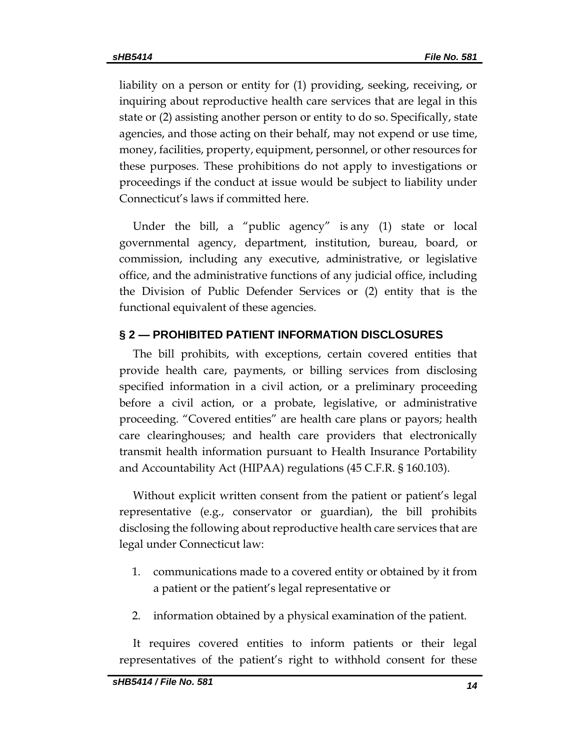liability on a person or entity for (1) providing, seeking, receiving, or inquiring about reproductive health care services that are legal in this state or (2) assisting another person or entity to do so. Specifically, state agencies, and those acting on their behalf, may not expend or use time, money, facilities, property, equipment, personnel, or other resources for these purposes. These prohibitions do not apply to investigations or proceedings if the conduct at issue would be subject to liability under Connecticut's laws if committed here.

Under the bill, a "public agency" is any (1) state or local governmental agency, department, institution, bureau, board, or commission, including any executive, administrative, or legislative office, and the administrative functions of any judicial office, including the Division of Public Defender Services or (2) entity that is the functional equivalent of these agencies.

## § 2 — PROHIBITED PATIENT INFORMATION DISCLOSURES

The bill prohibits, with exceptions, certain covered entities that provide health care, payments, or billing services from disclosing specified information in a civil action, or a preliminary proceeding before a civil action, or a probate, legislative, or administrative proceeding. "Covered entities" are health care plans or payors; health care clearinghouses; and health care providers that electronically transmit health information pursuant to Health Insurance Portability and Accountability Act (HIPAA) regulations (45 C.F.R. § 160.103).

Without explicit written consent from the patient or patient's legal representative (e.g., conservator or guardian), the bill prohibits disclosing the following about reproductive health care services that are legal under Connecticut law:

1. communications made to a covered entity or obtained by it from a patient or the patient's legal representative or
2. information obtained by a physical examination of the patient.

It requires covered entities to inform patients or their legal representatives of the patient's right to withhold consent for these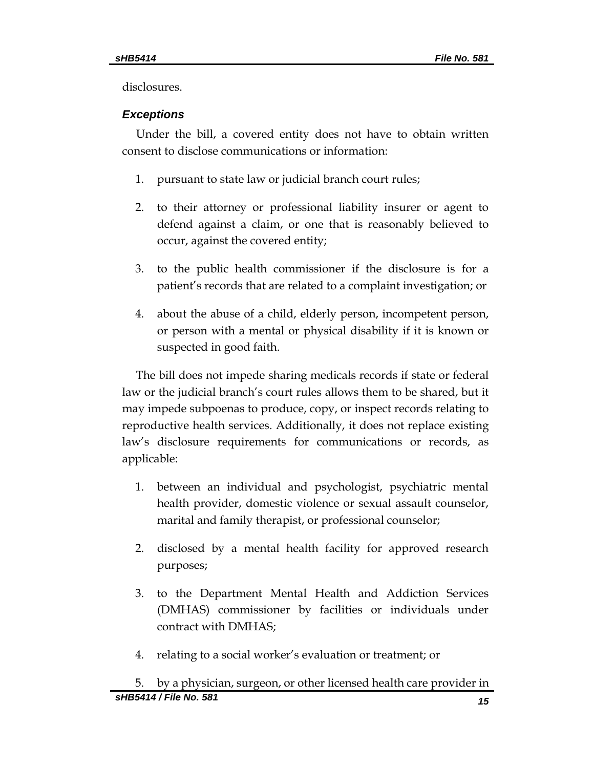disclosures.

### *Exceptions*

Under the bill, a covered entity does not have to obtain written consent to disclose communications or information:

1. pursuant to state law or judicial branch court rules;

2. to their attorney or professional liability insurer or agent to defend against a claim, or one that is reasonably believed to occur, against the covered entity;

3. to the public health commissioner if the disclosure is for a patient's records that are related to a complaint investigation; or

4. about the abuse of a child, elderly person, incompetent person, or person with a mental or physical disability if it is known or suspected in good faith.

The bill does not impede sharing medicals records if state or federal law or the judicial branch's court rules allows them to be shared, but it may impede subpoenas to produce, copy, or inspect records relating to reproductive health services. Additionally, it does not replace existing law's disclosure requirements for communications or records, as applicable:

1. between an individual and psychologist, psychiatric mental health provider, domestic violence or sexual assault counselor, marital and family therapist, or professional counselor;

2. disclosed by a mental health facility for approved research purposes;

3. to the Department Mental Health and Addiction Services (DMHAS) commissioner by facilities or individuals under contract with DMHAS;

4. relating to a social worker's evaluation or treatment; or

5. by a physician, surgeon, or other licensed health care provider in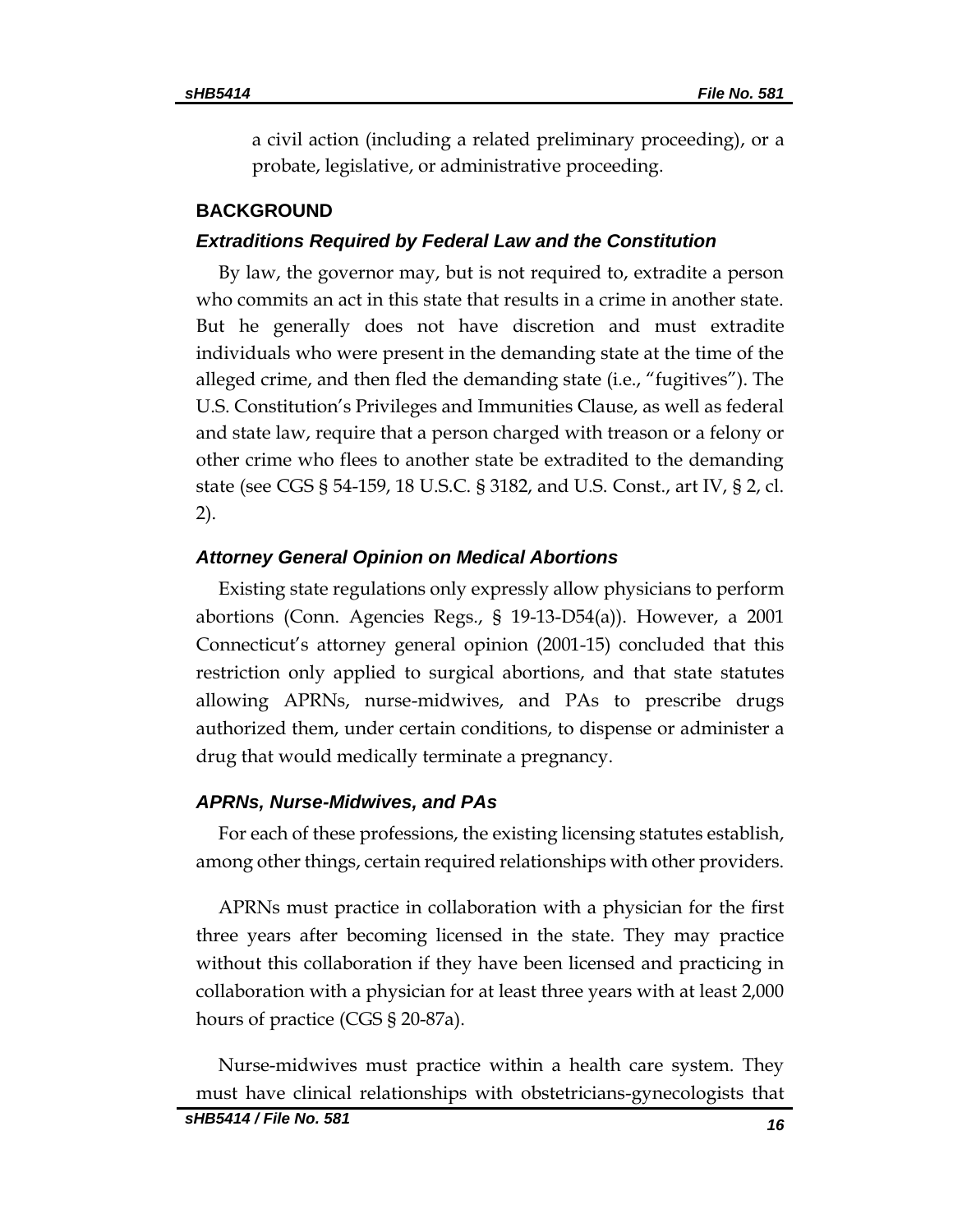a civil action (including a related preliminary proceeding), or a probate, legislative, or administrative proceeding.

## BACKGROUND

### *Extraditions Required by Federal Law and the Constitution*

By law, the governor may, but is not required to, extradite a person who commits an act in this state that results in a crime in another state. But he generally does not have discretion and must extradite individuals who were present in the demanding state at the time of the alleged crime, and then fled the demanding state (i.e., "fugitives"). The U.S. Constitution's Privileges and Immunities Clause, as well as federal and state law, require that a person charged with treason or a felony or other crime who flees to another state be extradited to the demanding state (see CGS § 54-159, 18 U.S.C. § 3182, and U.S. Const., art IV, § 2, cl. 2).

### *Attorney General Opinion on Medical Abortions*

Existing state regulations only expressly allow physicians to perform abortions (Conn. Agencies Regs., § 19-13-D54(a)). However, a 2001 Connecticut's attorney general opinion (2001-15) concluded that this restriction only applied to surgical abortions, and that state statutes allowing APRNs, nurse-midwives, and PAs to prescribe drugs authorized them, under certain conditions, to dispense or administer a drug that would medically terminate a pregnancy.

### *APRNs, Nurse-Midwives, and PAs*

For each of these professions, the existing licensing statutes establish, among other things, certain required relationships with other providers.

APRNs must practice in collaboration with a physician for the first three years after becoming licensed in the state. They may practice without this collaboration if they have been licensed and practicing in collaboration with a physician for at least three years with at least 2,000 hours of practice (CGS § 20-87a).

Nurse-midwives must practice within a health care system. They must have clinical relationships with obstetricians-gynecologists that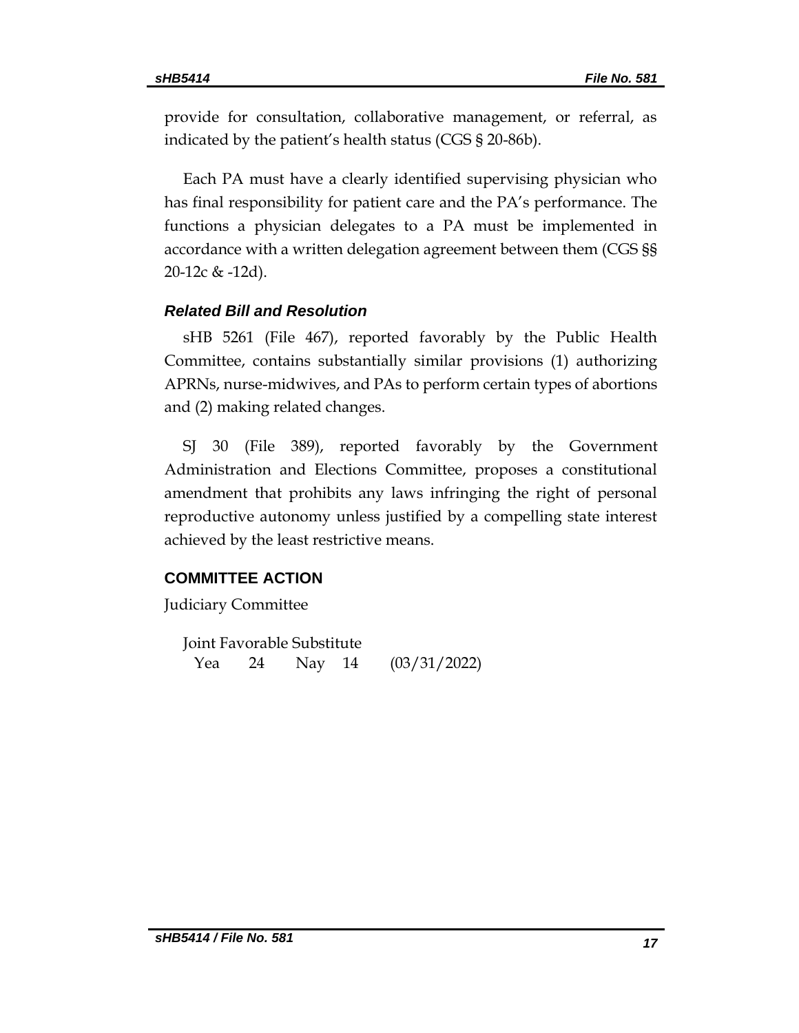provide for consultation, collaborative management, or referral, as indicated by the patient's health status (CGS § 20-86b).

Each PA must have a clearly identified supervising physician who has final responsibility for patient care and the PA's performance. The functions a physician delegates to a PA must be implemented in accordance with a written delegation agreement between them (CGS §§ 20-12c & -12d).

### *Related Bill and Resolution*

sHB 5261 (File 467), reported favorably by the Public Health Committee, contains substantially similar provisions (1) authorizing APRNs, nurse-midwives, and PAs to perform certain types of abortions and (2) making related changes.

SJ 30 (File 389), reported favorably by the Government Administration and Elections Committee, proposes a constitutional amendment that prohibits any laws infringing the right of personal reproductive autonomy unless justified by a compelling state interest achieved by the least restrictive means.

## COMMITTEE ACTION

Judiciary Committee

Joint Favorable Substitute

| | | | | |
|---|---|---|---|---|
| Yea | 24 | Nay | 14 | (03/31/2022) |